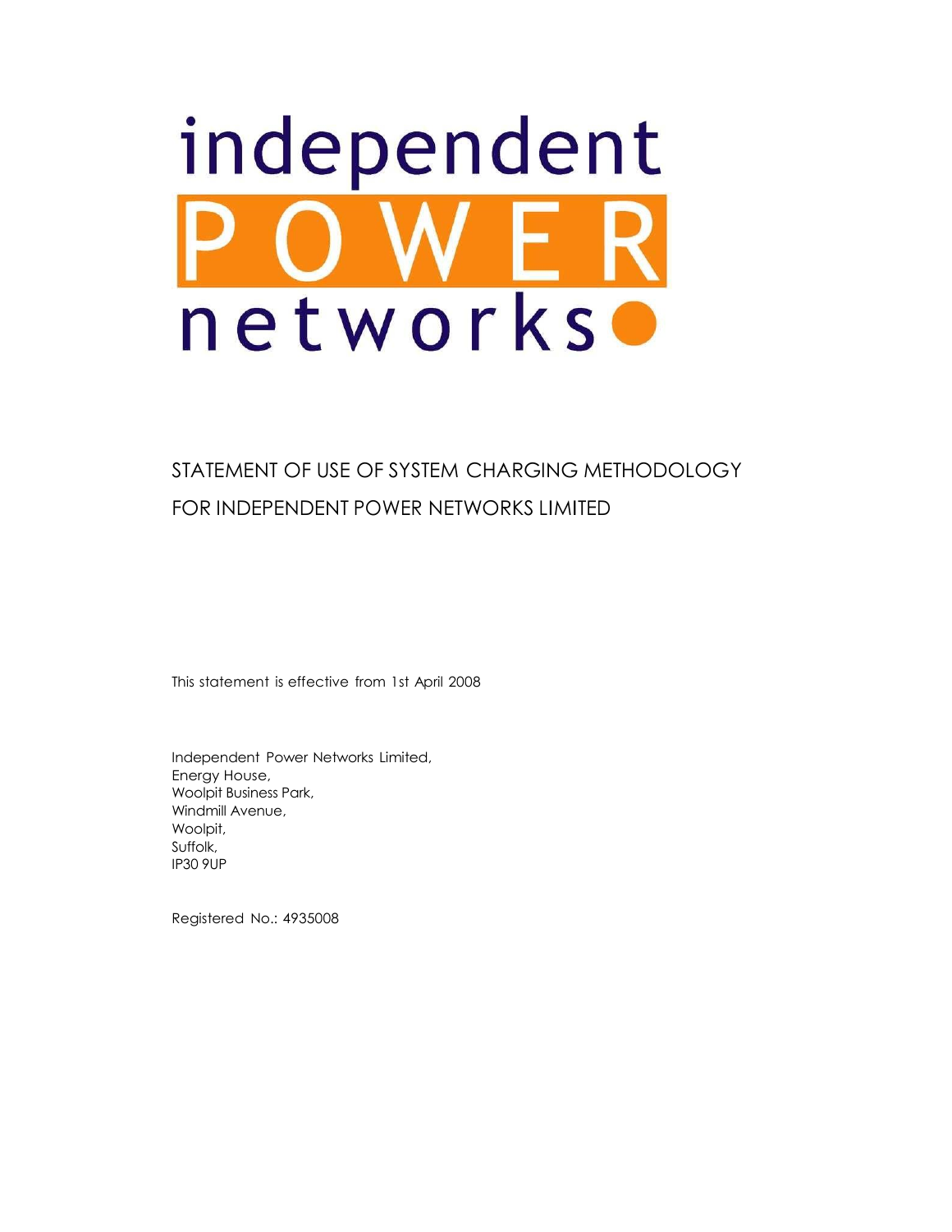independent
POWER
networks

# STATEMENT OF USE OF SYSTEM CHARGING METHODOLOGY FOR INDEPENDENT POWER NETWORKS LIMITED

This statement is effective from 1st April 2008

Independent Power Networks Limited,
Energy House,
Woolpit Business Park,
Windmill Avenue,
Woolpit,
Suffolk,
IP30 9UP

Registered No.: 4935008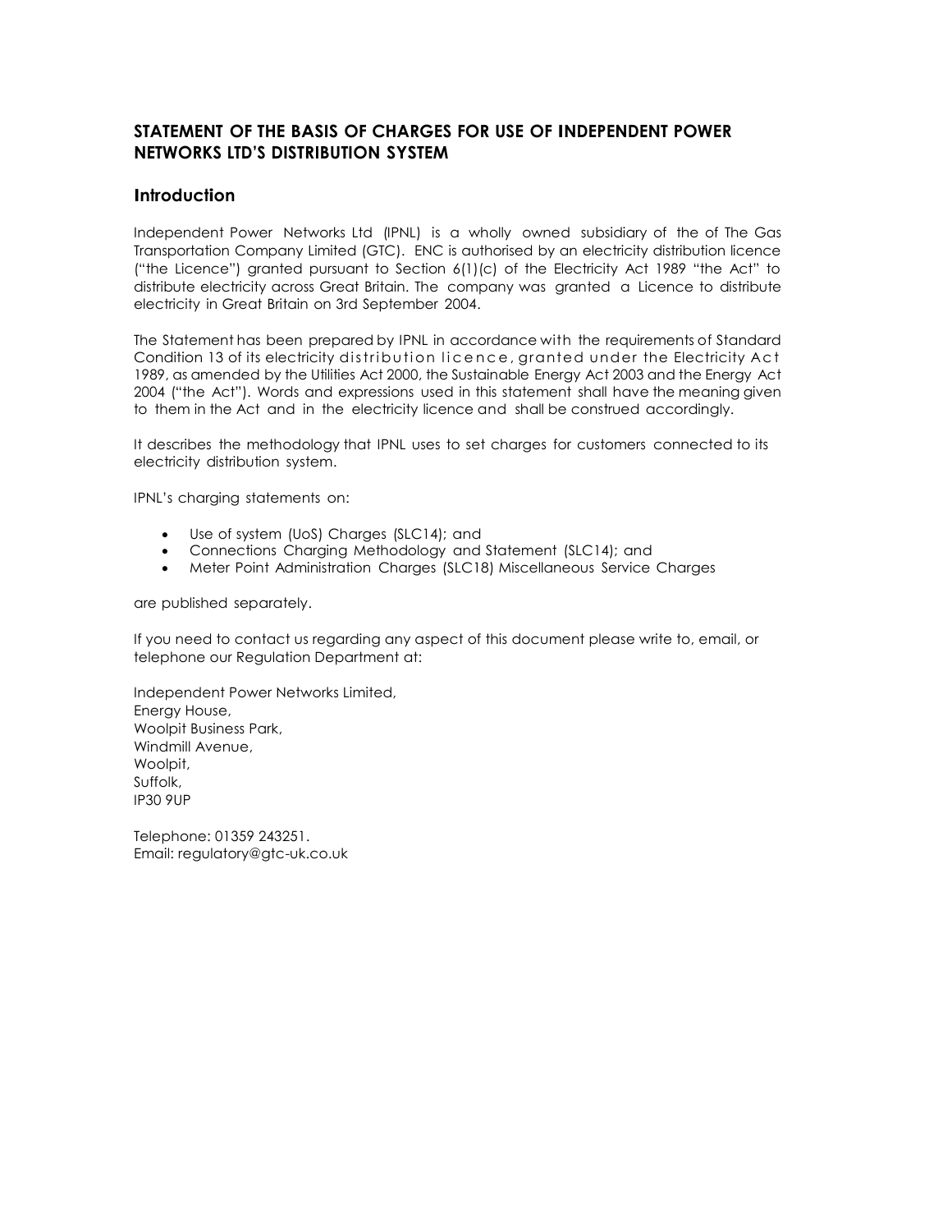## STATEMENT OF THE BASIS OF CHARGES FOR USE OF INDEPENDENT POWER NETWORKS LTD'S DISTRIBUTION SYSTEM

### Introduction

Independent Power Networks Ltd (IPNL) is a wholly owned subsidiary of the of The Gas Transportation Company Limited (GTC). ENC is authorised by an electricity distribution licence ("the Licence") granted pursuant to Section 6(1)(c) of the Electricity Act 1989 "the Act" to distribute electricity across Great Britain. The company was granted a Licence to distribute electricity in Great Britain on 3rd September 2004.

The Statement has been prepared by IPNL in accordance with the requirements of Standard Condition 13 of its electricity distribution licence, granted under the Electricity Act 1989, as amended by the Utilities Act 2000, the Sustainable Energy Act 2003 and the Energy Act 2004 ("the Act"). Words and expressions used in this statement shall have the meaning given to them in the Act and in the electricity licence and shall be construed accordingly.

It describes the methodology that IPNL uses to set charges for customers connected to its electricity distribution system.

IPNL's charging statements on:

- Use of system (UoS) Charges (SLC14); and
- Connections Charging Methodology and Statement (SLC14); and
- Meter Point Administration Charges (SLC18) Miscellaneous Service Charges

are published separately.

If you need to contact us regarding any aspect of this document please write to, email, or telephone our Regulation Department at:

Independent Power Networks Limited,
Energy House,
Woolpit Business Park,
Windmill Avenue,
Woolpit,
Suffolk,
IP30 9UP

Telephone: 01359 243251.
Email: regulatory@gtc-uk.co.uk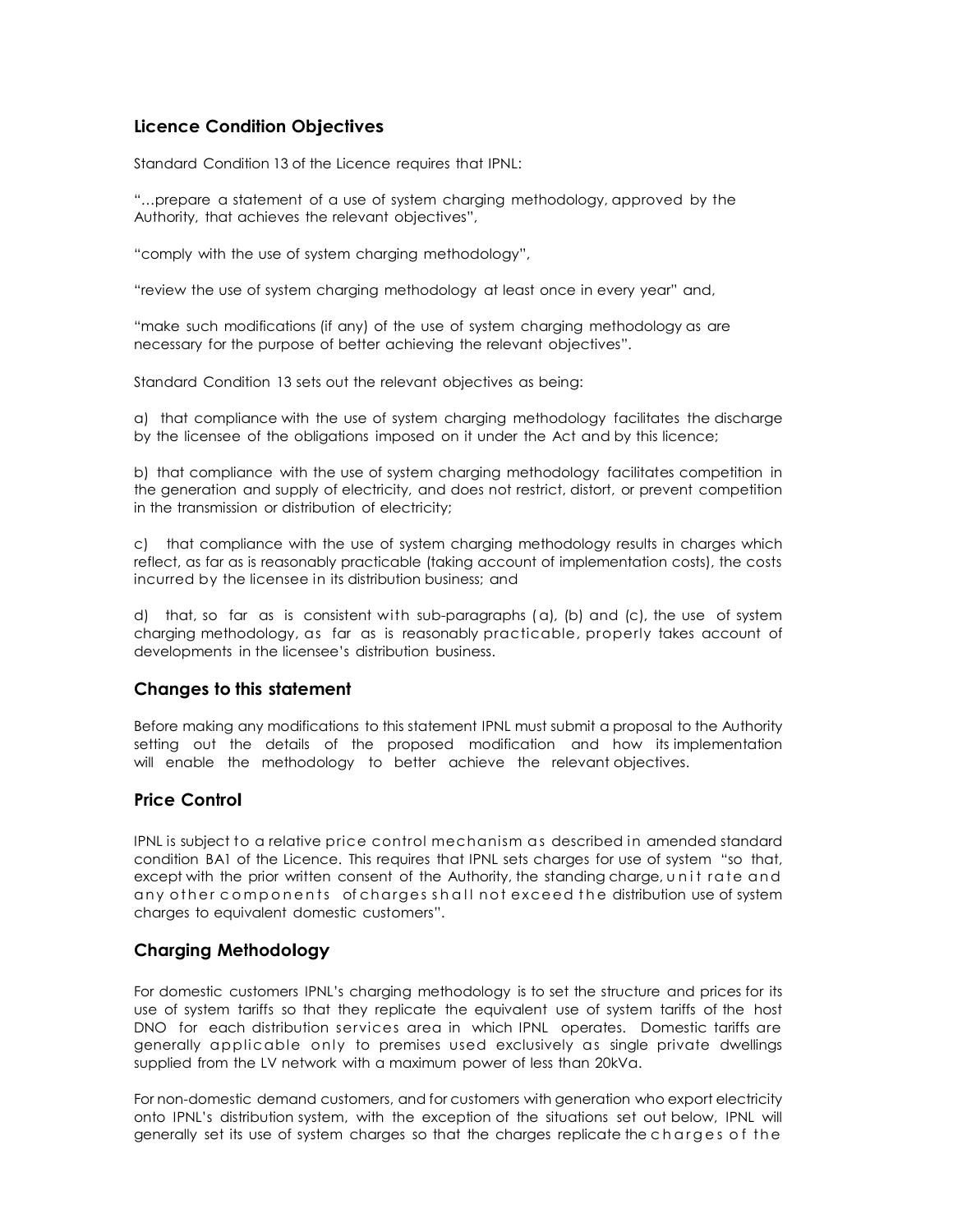## Licence Condition Objectives

Standard Condition 13 of the Licence requires that IPNL:

"…prepare a statement of a use of system charging methodology, approved by the Authority, that achieves the relevant objectives",

"comply with the use of system charging methodology",

"review the use of system charging methodology at least once in every year" and,

"make such modifications (if any) of the use of system charging methodology as are necessary for the purpose of better achieving the relevant objectives".

Standard Condition 13 sets out the relevant objectives as being:

a) that compliance with the use of system charging methodology facilitates the discharge by the licensee of the obligations imposed on it under the Act and by this licence;

b) that compliance with the use of system charging methodology facilitates competition in the generation and supply of electricity, and does not restrict, distort, or prevent competition in the transmission or distribution of electricity;

c) that compliance with the use of system charging methodology results in charges which reflect, as far as is reasonably practicable (taking account of implementation costs), the costs incurred by the licensee in its distribution business; and

d) that, so far as is consistent with sub-paragraphs (a), (b) and (c), the use of system charging methodology, as far as is reasonably practicable, properly takes account of developments in the licensee's distribution business.

## Changes to this statement

Before making any modifications to this statement IPNL must submit a proposal to the Authority setting out the details of the proposed modification and how its implementation will enable the methodology to better achieve the relevant objectives.

## Price Control

IPNL is subject to a relative price control mechanism as described in amended standard condition BA1 of the Licence. This requires that IPNL sets charges for use of system "so that, except with the prior written consent of the Authority, the standing charge, unit rate and any other components of charges shall not exceed the distribution use of system charges to equivalent domestic customers".

## Charging Methodology

For domestic customers IPNL's charging methodology is to set the structure and prices for its use of system tariffs so that they replicate the equivalent use of system tariffs of the host DNO for each distribution services area in which IPNL operates. Domestic tariffs are generally applicable only to premises used exclusively as single private dwellings supplied from the LV network with a maximum power of less than 20kVa.

For non-domestic demand customers, and for customers with generation who export electricity onto IPNL's distribution system, with the exception of the situations set out below, IPNL will generally set its use of system charges so that the charges replicate the charges of the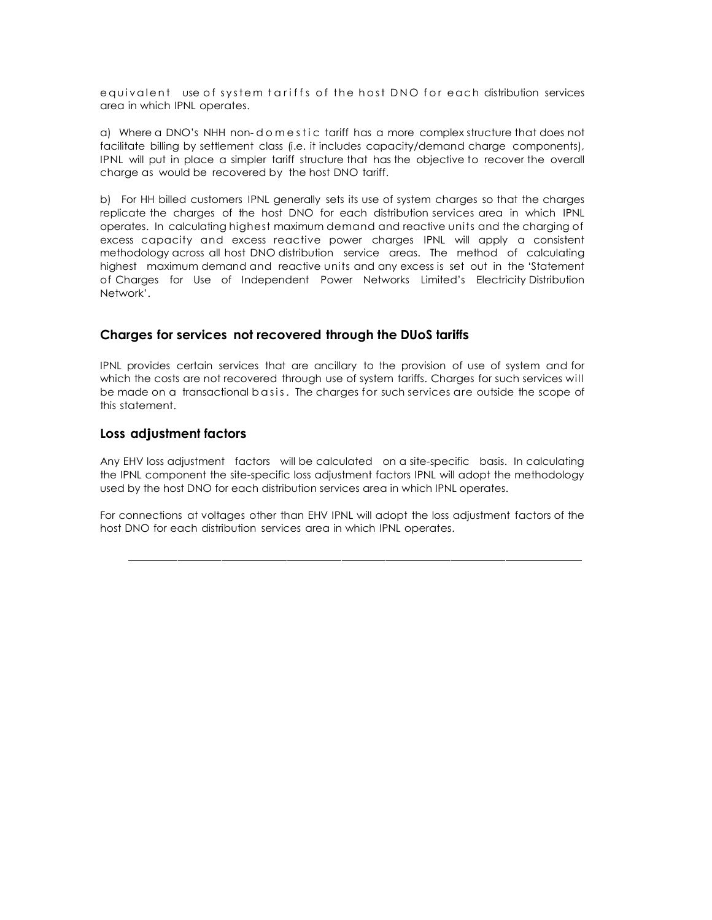equivalent use of system tariffs of the host DNO for each distribution services area in which IPNL operates.

a) Where a DNO's NHH non-domestic tariff has a more complex structure that does not facilitate billing by settlement class (i.e. it includes capacity/demand charge components), IPNL will put in place a simpler tariff structure that has the objective to recover the overall charge as would be recovered by the host DNO tariff.

b) For HH billed customers IPNL generally sets its use of system charges so that the charges replicate the charges of the host DNO for each distribution services area in which IPNL operates. In calculating highest maximum demand and reactive units and the charging of excess capacity and excess reactive power charges IPNL will apply a consistent methodology across all host DNO distribution service areas. The method of calculating highest maximum demand and reactive units and any excess is set out in the 'Statement of Charges for Use of Independent Power Networks Limited's Electricity Distribution Network'.

## Charges for services not recovered through the DUoS tariffs

IPNL provides certain services that are ancillary to the provision of use of system and for which the costs are not recovered through use of system tariffs. Charges for such services will be made on a transactional basis. The charges for such services are outside the scope of this statement.

## Loss adjustment factors

Any EHV loss adjustment factors will be calculated on a site-specific basis. In calculating the IPNL component the site-specific loss adjustment factors IPNL will adopt the methodology used by the host DNO for each distribution services area in which IPNL operates.

For connections at voltages other than EHV IPNL will adopt the loss adjustment factors of the host DNO for each distribution services area in which IPNL operates.

---